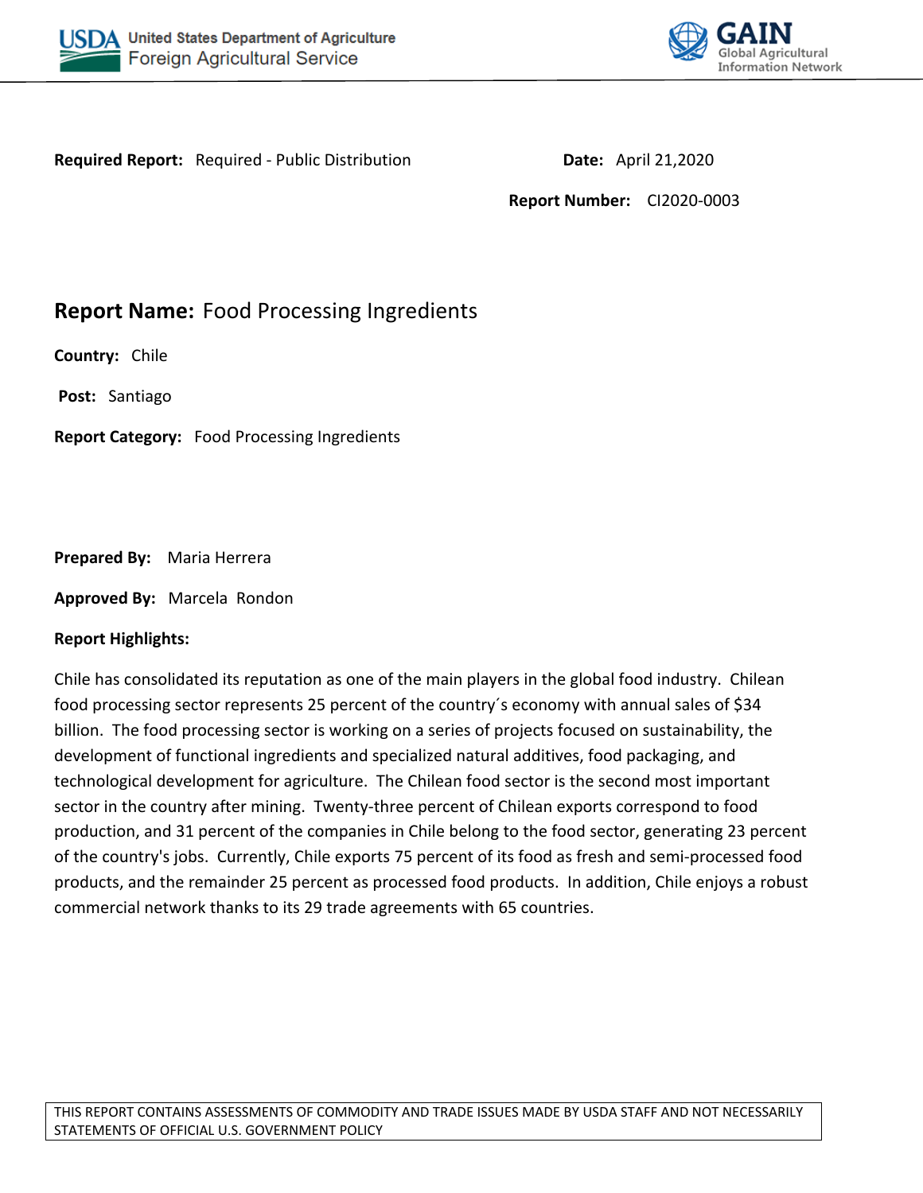**Required Report:** Required - Public Distribution

**Date:** April 21,2020

**Report Number:** CI2020-0003

## Report Name: Food Processing Ingredients

**Country:** Chile

**Post:** Santiago

**Report Category:** Food Processing Ingredients

**Prepared By:** Maria Herrera

**Approved By:** Marcela Rondon

**Report Highlights:**

Chile has consolidated its reputation as one of the main players in the global food industry. Chilean food processing sector represents 25 percent of the country´s economy with annual sales of $34 billion. The food processing sector is working on a series of projects focused on sustainability, the development of functional ingredients and specialized natural additives, food packaging, and technological development for agriculture. The Chilean food sector is the second most important sector in the country after mining. Twenty-three percent of Chilean exports correspond to food production, and 31 percent of the companies in Chile belong to the food sector, generating 23 percent of the country's jobs. Currently, Chile exports 75 percent of its food as fresh and semi-processed food products, and the remainder 25 percent as processed food products. In addition, Chile enjoys a robust commercial network thanks to its 29 trade agreements with 65 countries.

THIS REPORT CONTAINS ASSESSMENTS OF COMMODITY AND TRADE ISSUES MADE BY USDA STAFF AND NOT NECESSARILY STATEMENTS OF OFFICIAL U.S. GOVERNMENT POLICY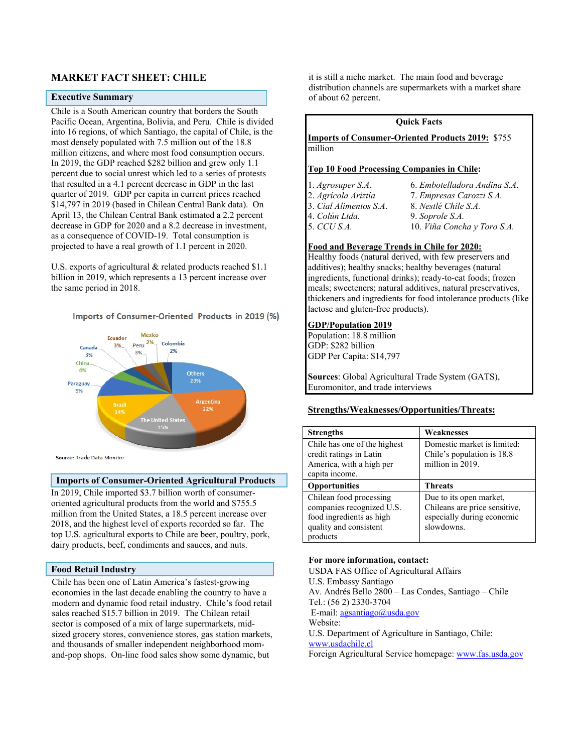# MARKET FACT SHEET: CHILE

## Executive Summary

Chile is a South American country that borders the South Pacific Ocean, Argentina, Bolivia, and Peru. Chile is divided into 16 regions, of which Santiago, the capital of Chile, is the most densely populated with 7.5 million out of the 18.8 million citizens, and where most food consumption occurs. In 2019, the GDP reached $282 billion and grew only 1.1 percent due to social unrest which led to a series of protests that resulted in a 4.1 percent decrease in GDP in the last quarter of 2019. GDP per capita in current prices reached $14,797 in 2019 (based in Chilean Central Bank data). On April 13, the Chilean Central Bank estimated a 2.2 percent decrease in GDP for 2020 and a 8.2 decrease in investment, as a consequence of COVID-19. Total consumption is projected to have a real growth of 1.1 percent in 2020.

U.S. exports of agricultural & related products reached $1.1 billion in 2019, which represents a 13 percent increase over the same period in 2018.

Imports of Consumer-Oriented Products in 2019 (%)

| Country | Share |
|---|---|
| Others | 23% |
| Argentina | 22% |
| The United States | 15% |
| Brazil | 14% |
| Paraguay | 9% |
| China | 4% |
| Canada | 3% |
| Ecuador | 3% |
| Peru | 3% |
| Mexico | 2% |
| Colombia | 2% |

Source: Trade Data Monitor

## Imports of Consumer-Oriented Agricultural Products

In 2019, Chile imported $3.7 billion worth of consumer-oriented agricultural products from the world and $755.5 million from the United States, a 18.5 percent increase over 2018, and the highest level of exports recorded so far. The top U.S. agricultural exports to Chile are beer, poultry, pork, dairy products, beef, condiments and sauces, and nuts.

## Food Retail Industry

Chile has been one of Latin America's fastest-growing economies in the last decade enabling the country to have a modern and dynamic food retail industry. Chile's food retail sales reached $15.7 billion in 2019. The Chilean retail sector is composed of a mix of large supermarkets, mid-sized grocery stores, convenience stores, gas station markets, and thousands of smaller independent neighborhood mom-and-pop shops. On-line food sales show some dynamic, but it is still a niche market. The main food and beverage distribution channels are supermarkets with a market share of about 62 percent.

## Quick Facts

**Imports of Consumer-Oriented Products 2019:** $755 million

**Top 10 Food Processing Companies in Chile:**

1. *Agrosuper S.A.*
2. *Agrícola Ariztía*
3. *Cial Alimentos S.A.*
4. *Colún Ltda.*
5. *CCU S.A.*
6. *Embotelladora Andina S.A.*
7. *Empresas Carozzi S.A.*
8. *Nestlé Chile S.A.*
9. *Soprole S.A.*
10. *Viña Concha y Toro S.A.*

**Food and Beverage Trends in Chile for 2020:**
Healthy foods (natural derived, with few preservers and additives); healthy snacks; healthy beverages (natural ingredients, functional drinks); ready-to-eat foods; frozen meals; sweeteners; natural additives, natural preservatives, thickeners and ingredients for food intolerance products (like lactose and gluten-free products).

**GDP/Population 2019**
Population: 18.8 million
GDP: $282 billion
GDP Per Capita: $14,797

**Sources**: Global Agricultural Trade System (GATS), Euromonitor, and trade interviews

## Strengths/Weaknesses/Opportunities/Threats:

| Strengths | Weaknesses |
|---|---|
| Chile has one of the highest credit ratings in Latin America, with a high per capita income. | Domestic market is limited: Chile's population is 18.8 million in 2019. |
| **Opportunities** | **Threats** |
| Chilean food processing companies recognized U.S. food ingredients as high quality and consistent products | Due to its open market, Chileans are price sensitive, especially during economic slowdowns. |

**For more information, contact:**
USDA FAS Office of Agricultural Affairs
U.S. Embassy Santiago
Av. Andrés Bello 2800 – Las Condes, Santiago – Chile
Tel.: (56 2) 2330-3704
E-mail: agsantiago@usda.gov
Website:
U.S. Department of Agriculture in Santiago, Chile: www.usdachile.cl
Foreign Agricultural Service homepage: www.fas.usda.gov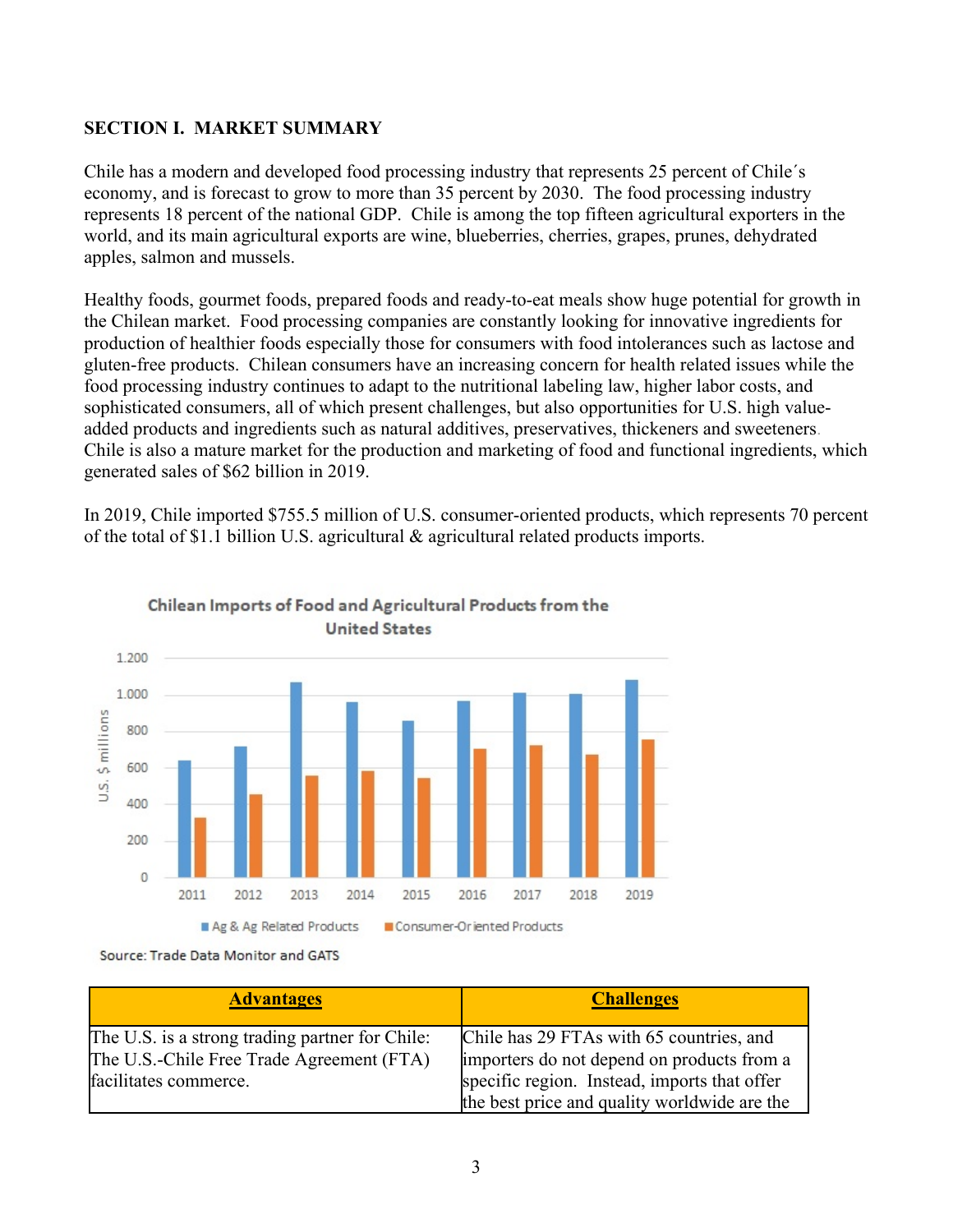## SECTION I. MARKET SUMMARY

Chile has a modern and developed food processing industry that represents 25 percent of Chile´s economy, and is forecast to grow to more than 35 percent by 2030. The food processing industry represents 18 percent of the national GDP. Chile is among the top fifteen agricultural exporters in the world, and its main agricultural exports are wine, blueberries, cherries, grapes, prunes, dehydrated apples, salmon and mussels.

Healthy foods, gourmet foods, prepared foods and ready-to-eat meals show huge potential for growth in the Chilean market. Food processing companies are constantly looking for innovative ingredients for production of healthier foods especially those for consumers with food intolerances such as lactose and gluten-free products. Chilean consumers have an increasing concern for health related issues while the food processing industry continues to adapt to the nutritional labeling law, higher labor costs, and sophisticated consumers, all of which present challenges, but also opportunities for U.S. high value-added products and ingredients such as natural additives, preservatives, thickeners and sweeteners. Chile is also a mature market for the production and marketing of food and functional ingredients, which generated sales of $62 billion in 2019.

In 2019, Chile imported $755.5 million of U.S. consumer-oriented products, which represents 70 percent of the total of $1.1 billion U.S. agricultural & agricultural related products imports.

**Chilean Imports of Food and Agricultural Products from the United States**

(U.S. $ millions; series: Ag & Ag Related Products, Consumer-Oriented Products; years 2011–2019)

Source: Trade Data Monitor and GATS

| Advantages | Challenges |
|---|---|
| The U.S. is a strong trading partner for Chile: The U.S.-Chile Free Trade Agreement (FTA) facilitates commerce. | Chile has 29 FTAs with 65 countries, and importers do not depend on products from a specific region. Instead, imports that offer the best price and quality worldwide are the |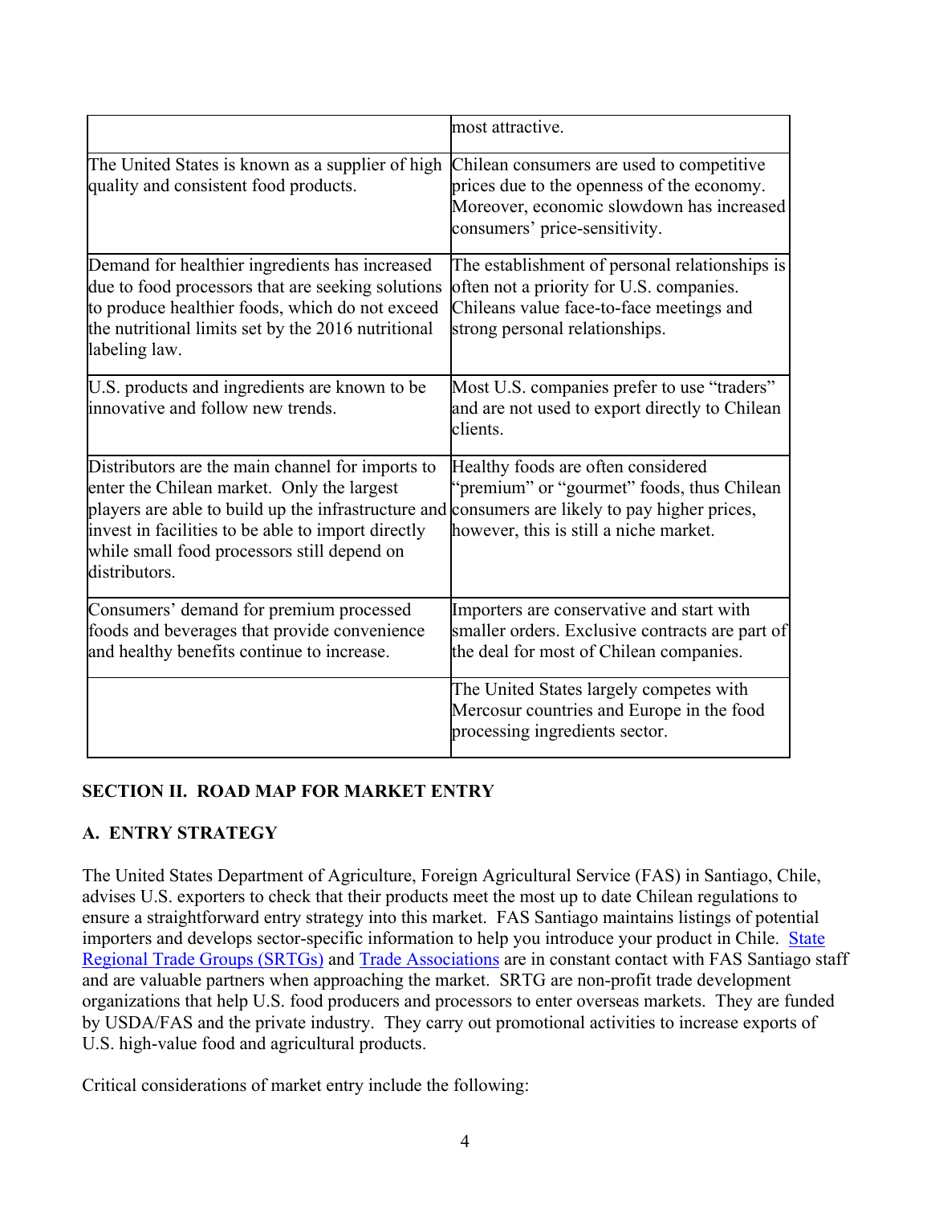| | |
|---|---|
| | most attractive. |
| The United States is known as a supplier of high quality and consistent food products. | Chilean consumers are used to competitive prices due to the openness of the economy. Moreover, economic slowdown has increased consumers' price-sensitivity. |
| Demand for healthier ingredients has increased due to food processors that are seeking solutions to produce healthier foods, which do not exceed the nutritional limits set by the 2016 nutritional labeling law. | The establishment of personal relationships is often not a priority for U.S. companies. Chileans value face-to-face meetings and strong personal relationships. |
| U.S. products and ingredients are known to be innovative and follow new trends. | Most U.S. companies prefer to use "traders" and are not used to export directly to Chilean clients. |
| Distributors are the main channel for imports to enter the Chilean market. Only the largest players are able to build up the infrastructure and invest in facilities to be able to import directly while small food processors still depend on distributors. | Healthy foods are often considered "premium" or "gourmet" foods, thus Chilean consumers are likely to pay higher prices, however, this is still a niche market. |
| Consumers' demand for premium processed foods and beverages that provide convenience and healthy benefits continue to increase. | Importers are conservative and start with smaller orders. Exclusive contracts are part of the deal for most of Chilean companies. |
| | The United States largely competes with Mercosur countries and Europe in the food processing ingredients sector. |

## SECTION II. ROAD MAP FOR MARKET ENTRY

### A. ENTRY STRATEGY

The United States Department of Agriculture, Foreign Agricultural Service (FAS) in Santiago, Chile, advises U.S. exporters to check that their products meet the most up to date Chilean regulations to ensure a straightforward entry strategy into this market. FAS Santiago maintains listings of potential importers and develops sector-specific information to help you introduce your product in Chile. State Regional Trade Groups (SRTGs) and Trade Associations are in constant contact with FAS Santiago staff and are valuable partners when approaching the market. SRTG are non-profit trade development organizations that help U.S. food producers and processors to enter overseas markets. They are funded by USDA/FAS and the private industry. They carry out promotional activities to increase exports of U.S. high-value food and agricultural products.

Critical considerations of market entry include the following: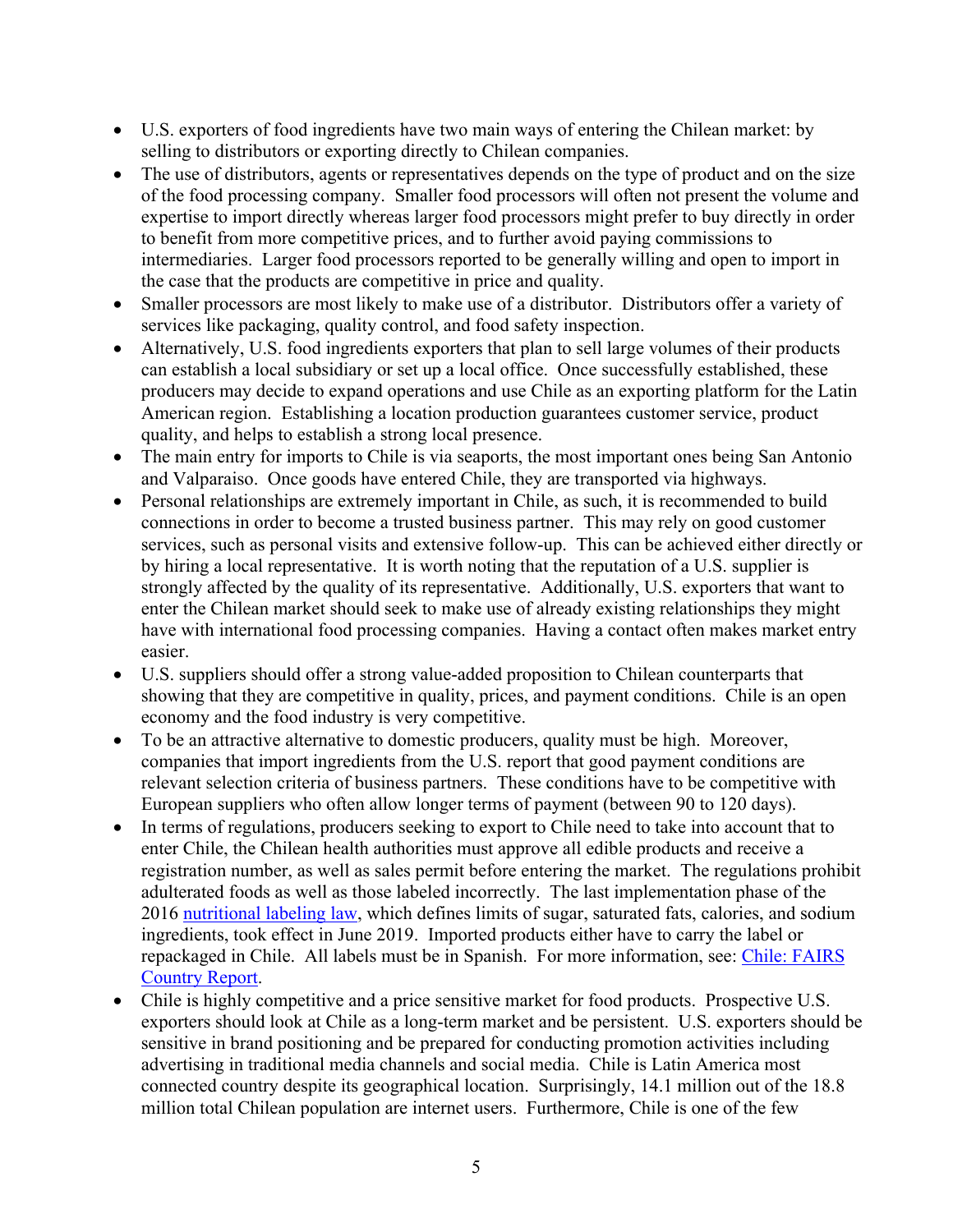- U.S. exporters of food ingredients have two main ways of entering the Chilean market: by selling to distributors or exporting directly to Chilean companies.
- The use of distributors, agents or representatives depends on the type of product and on the size of the food processing company. Smaller food processors will often not present the volume and expertise to import directly whereas larger food processors might prefer to buy directly in order to benefit from more competitive prices, and to further avoid paying commissions to intermediaries. Larger food processors reported to be generally willing and open to import in the case that the products are competitive in price and quality.
- Smaller processors are most likely to make use of a distributor. Distributors offer a variety of services like packaging, quality control, and food safety inspection.
- Alternatively, U.S. food ingredients exporters that plan to sell large volumes of their products can establish a local subsidiary or set up a local office. Once successfully established, these producers may decide to expand operations and use Chile as an exporting platform for the Latin American region. Establishing a location production guarantees customer service, product quality, and helps to establish a strong local presence.
- The main entry for imports to Chile is via seaports, the most important ones being San Antonio and Valparaiso. Once goods have entered Chile, they are transported via highways.
- Personal relationships are extremely important in Chile, as such, it is recommended to build connections in order to become a trusted business partner. This may rely on good customer services, such as personal visits and extensive follow-up. This can be achieved either directly or by hiring a local representative. It is worth noting that the reputation of a U.S. supplier is strongly affected by the quality of its representative. Additionally, U.S. exporters that want to enter the Chilean market should seek to make use of already existing relationships they might have with international food processing companies. Having a contact often makes market entry easier.
- U.S. suppliers should offer a strong value-added proposition to Chilean counterparts that showing that they are competitive in quality, prices, and payment conditions. Chile is an open economy and the food industry is very competitive.
- To be an attractive alternative to domestic producers, quality must be high. Moreover, companies that import ingredients from the U.S. report that good payment conditions are relevant selection criteria of business partners. These conditions have to be competitive with European suppliers who often allow longer terms of payment (between 90 to 120 days).
- In terms of regulations, producers seeking to export to Chile need to take into account that to enter Chile, the Chilean health authorities must approve all edible products and receive a registration number, as well as sales permit before entering the market. The regulations prohibit adulterated foods as well as those labeled incorrectly. The last implementation phase of the 2016 nutritional labeling law, which defines limits of sugar, saturated fats, calories, and sodium ingredients, took effect in June 2019. Imported products either have to carry the label or repackaged in Chile. All labels must be in Spanish. For more information, see: Chile: FAIRS Country Report.
- Chile is highly competitive and a price sensitive market for food products. Prospective U.S. exporters should look at Chile as a long-term market and be persistent. U.S. exporters should be sensitive in brand positioning and be prepared for conducting promotion activities including advertising in traditional media channels and social media. Chile is Latin America most connected country despite its geographical location. Surprisingly, 14.1 million out of the 18.8 million total Chilean population are internet users. Furthermore, Chile is one of the few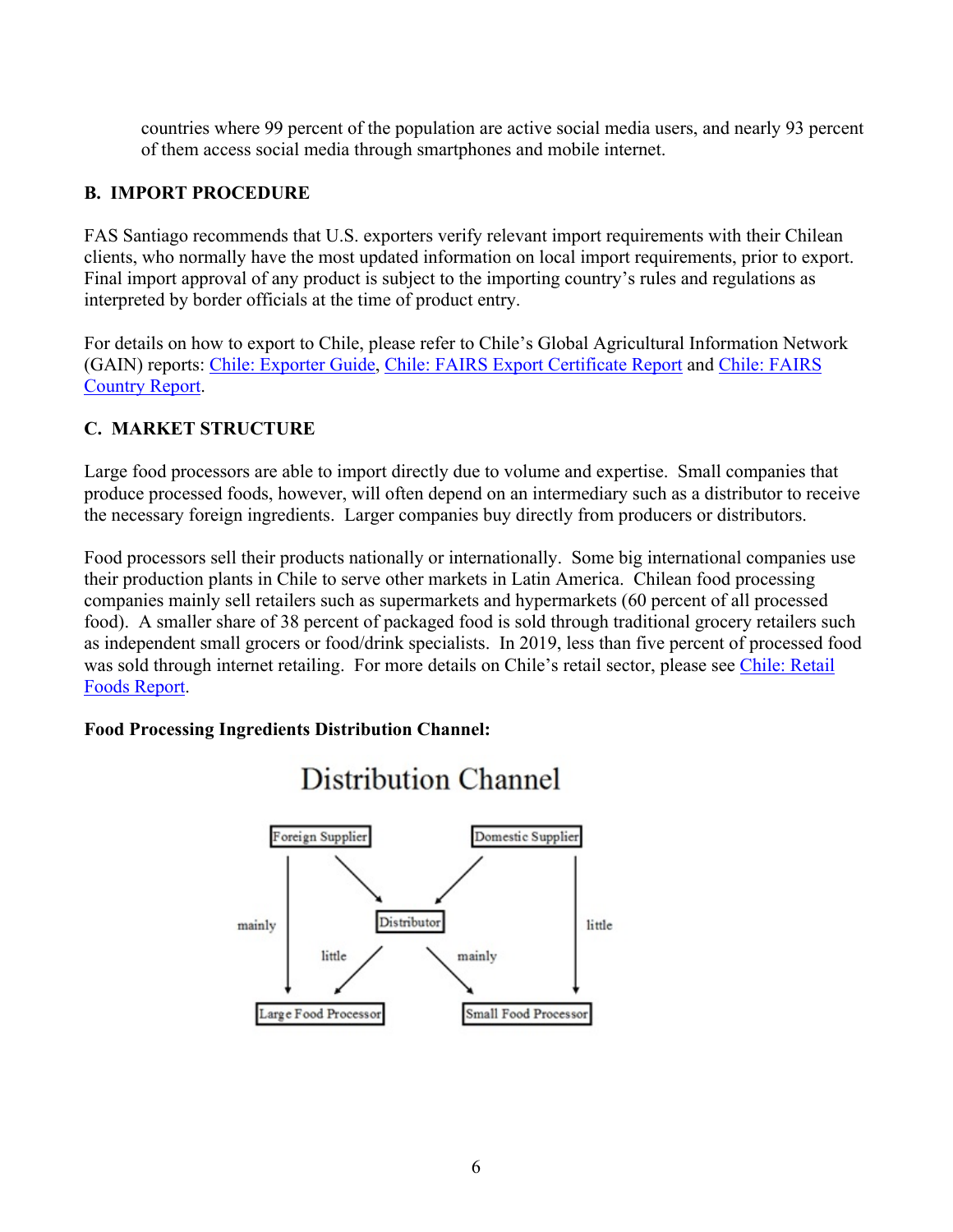countries where 99 percent of the population are active social media users, and nearly 93 percent of them access social media through smartphones and mobile internet.

## B. IMPORT PROCEDURE

FAS Santiago recommends that U.S. exporters verify relevant import requirements with their Chilean clients, who normally have the most updated information on local import requirements, prior to export. Final import approval of any product is subject to the importing country's rules and regulations as interpreted by border officials at the time of product entry.

For details on how to export to Chile, please refer to Chile's Global Agricultural Information Network (GAIN) reports: Chile: Exporter Guide, Chile: FAIRS Export Certificate Report and Chile: FAIRS Country Report.

## C. MARKET STRUCTURE

Large food processors are able to import directly due to volume and expertise. Small companies that produce processed foods, however, will often depend on an intermediary such as a distributor to receive the necessary foreign ingredients. Larger companies buy directly from producers or distributors.

Food processors sell their products nationally or internationally. Some big international companies use their production plants in Chile to serve other markets in Latin America. Chilean food processing companies mainly sell retailers such as supermarkets and hypermarkets (60 percent of all processed food). A smaller share of 38 percent of packaged food is sold through traditional grocery retailers such as independent small grocers or food/drink specialists. In 2019, less than five percent of processed food was sold through internet retailing. For more details on Chile's retail sector, please see Chile: Retail Foods Report.

**Food Processing Ingredients Distribution Channel:**

Distribution Channel

- Foreign Supplier → Large Food Processor (mainly)
- Foreign Supplier → Distributor
- Domestic Supplier → Distributor
- Domestic Supplier → Small Food Processor (little)
- Distributor → Large Food Processor (little)
- Distributor → Small Food Processor (mainly)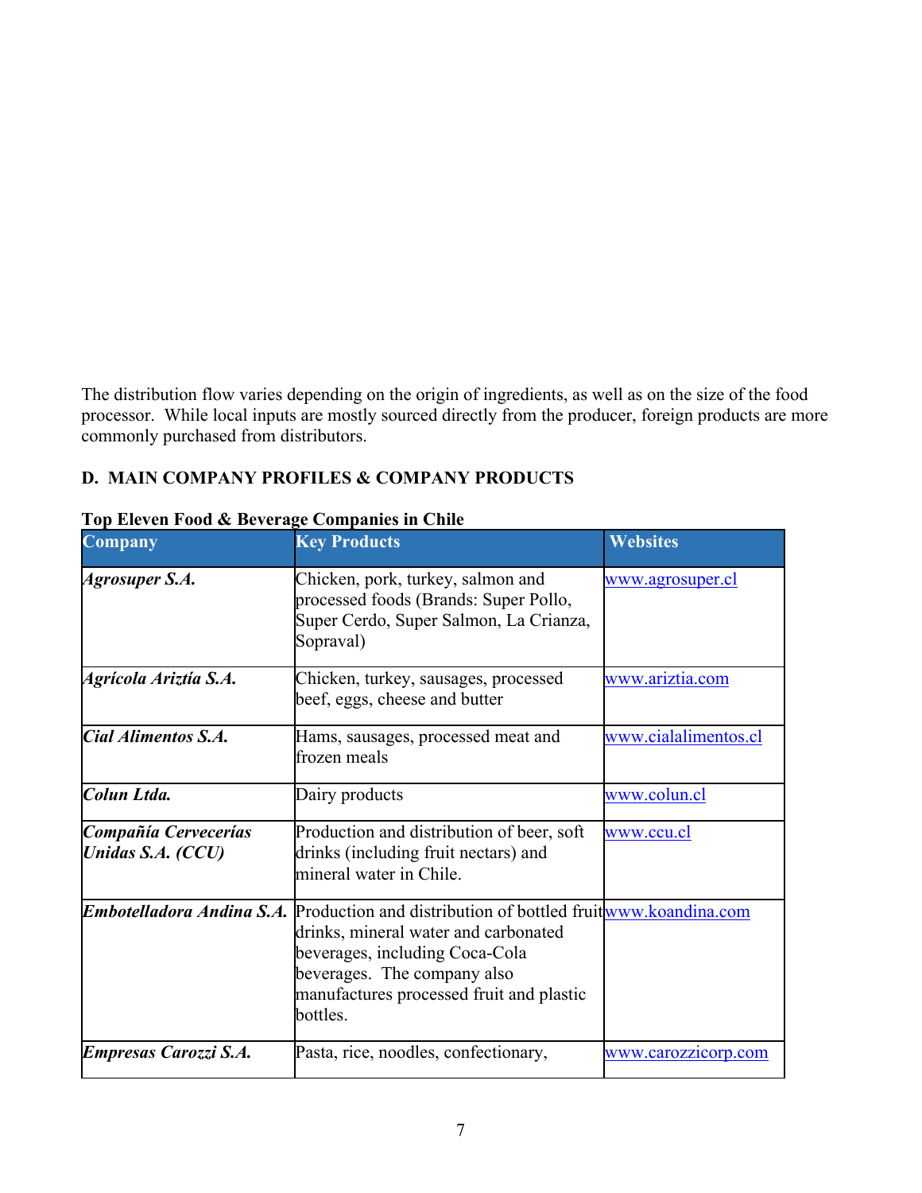The distribution flow varies depending on the origin of ingredients, as well as on the size of the food processor. While local inputs are mostly sourced directly from the producer, foreign products are more commonly purchased from distributors.

## D. MAIN COMPANY PROFILES & COMPANY PRODUCTS

**Top Eleven Food & Beverage Companies in Chile**

| Company | Key Products | Websites |
|---|---|---|
| ***Agrosuper S.A.*** | Chicken, pork, turkey, salmon and processed foods (Brands: Super Pollo, Super Cerdo, Super Salmon, La Crianza, Sopraval) | www.agrosuper.cl |
| ***Agrícola Ariztía S.A.*** | Chicken, turkey, sausages, processed beef, eggs, cheese and butter | www.ariztia.com |
| ***Cial Alimentos S.A.*** | Hams, sausages, processed meat and frozen meals | www.cialalimentos.cl |
| ***Colun Ltda.*** | Dairy products | www.colun.cl |
| ***Compañía Cervecerías Unidas S.A. (CCU)*** | Production and distribution of beer, soft drinks (including fruit nectars) and mineral water in Chile. | www.ccu.cl |
| ***Embotelladora Andina S.A.*** | Production and distribution of bottled fruit drinks, mineral water and carbonated beverages, including Coca-Cola beverages. The company also manufactures processed fruit and plastic bottles. | www.koandina.com |
| ***Empresas Carozzi S.A.*** | Pasta, rice, noodles, confectionary, | www.carozzicorp.com |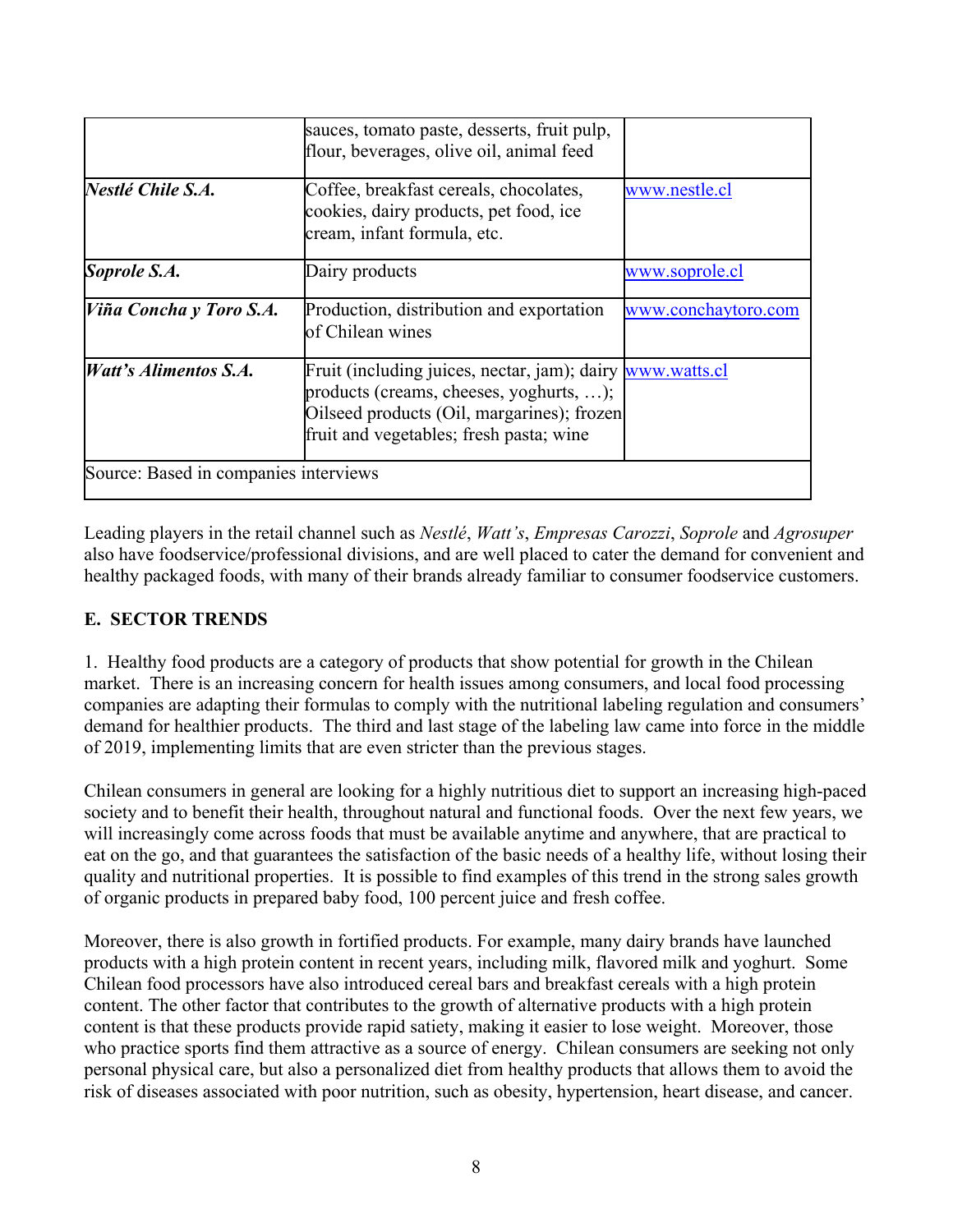| | | |
|---|---|---|
| | sauces, tomato paste, desserts, fruit pulp, flour, beverages, olive oil, animal feed | |
| ***Nestlé Chile S.A.*** | Coffee, breakfast cereals, chocolates, cookies, dairy products, pet food, ice cream, infant formula, etc. | www.nestle.cl |
| ***Soprole S.A.*** | Dairy products | www.soprole.cl |
| ***Viña Concha y Toro S.A.*** | Production, distribution and exportation of Chilean wines | www.conchaytoro.com |
| ***Watt's Alimentos S.A.*** | Fruit (including juices, nectar, jam); dairy products (creams, cheeses, yoghurts, …); Oilseed products (Oil, margarines); frozen fruit and vegetables; fresh pasta; wine | www.watts.cl |
| Source: Based in companies interviews | | |

Leading players in the retail channel such as *Nestlé*, *Watt's*, *Empresas Carozzi*, *Soprole* and *Agrosuper* also have foodservice/professional divisions, and are well placed to cater the demand for convenient and healthy packaged foods, with many of their brands already familiar to consumer foodservice customers.

## E. SECTOR TRENDS

1. Healthy food products are a category of products that show potential for growth in the Chilean market. There is an increasing concern for health issues among consumers, and local food processing companies are adapting their formulas to comply with the nutritional labeling regulation and consumers' demand for healthier products. The third and last stage of the labeling law came into force in the middle of 2019, implementing limits that are even stricter than the previous stages.

Chilean consumers in general are looking for a highly nutritious diet to support an increasing high-paced society and to benefit their health, throughout natural and functional foods. Over the next few years, we will increasingly come across foods that must be available anytime and anywhere, that are practical to eat on the go, and that guarantees the satisfaction of the basic needs of a healthy life, without losing their quality and nutritional properties. It is possible to find examples of this trend in the strong sales growth of organic products in prepared baby food, 100 percent juice and fresh coffee.

Moreover, there is also growth in fortified products. For example, many dairy brands have launched products with a high protein content in recent years, including milk, flavored milk and yoghurt. Some Chilean food processors have also introduced cereal bars and breakfast cereals with a high protein content. The other factor that contributes to the growth of alternative products with a high protein content is that these products provide rapid satiety, making it easier to lose weight. Moreover, those who practice sports find them attractive as a source of energy. Chilean consumers are seeking not only personal physical care, but also a personalized diet from healthy products that allows them to avoid the risk of diseases associated with poor nutrition, such as obesity, hypertension, heart disease, and cancer.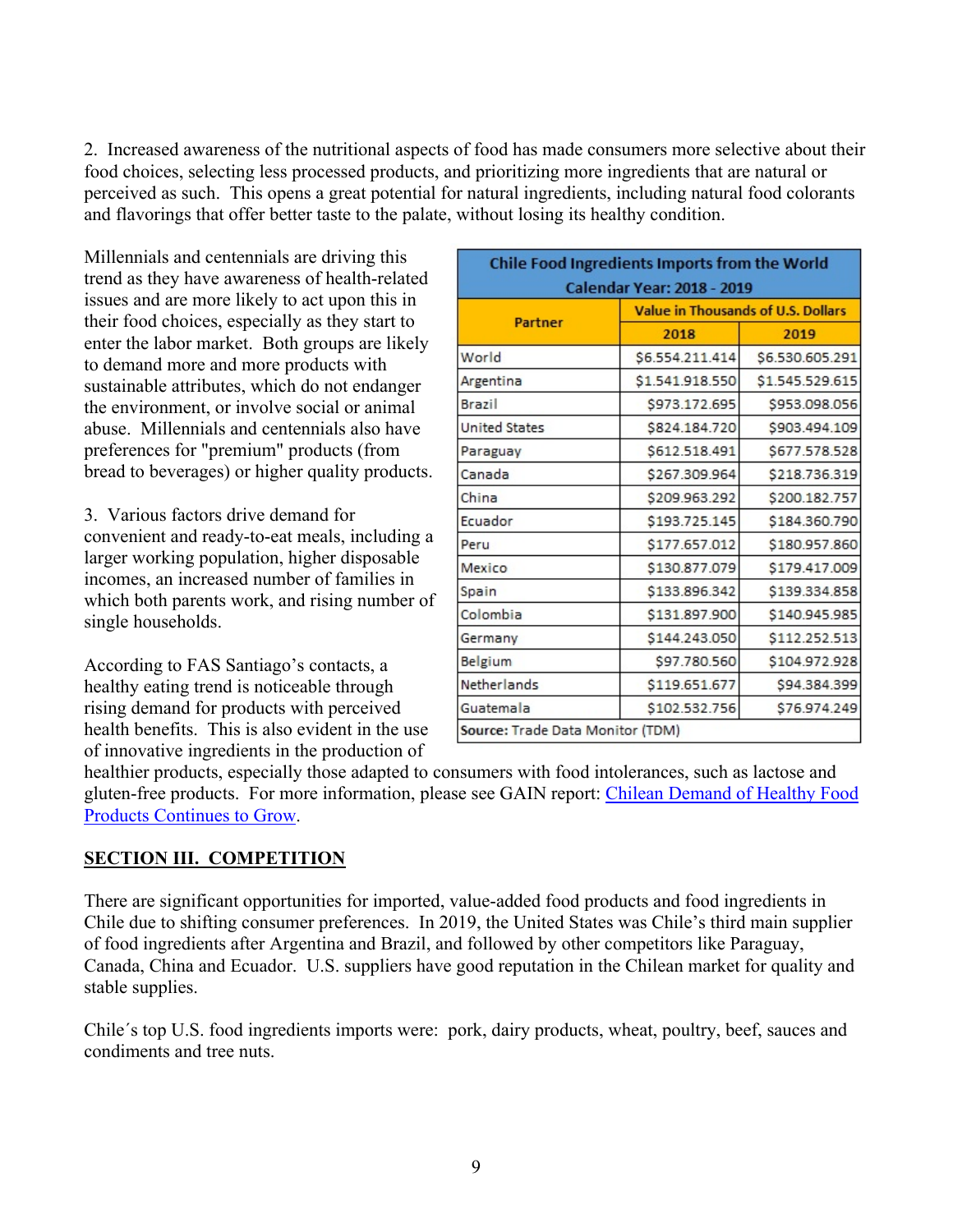2. Increased awareness of the nutritional aspects of food has made consumers more selective about their food choices, selecting less processed products, and prioritizing more ingredients that are natural or perceived as such. This opens a great potential for natural ingredients, including natural food colorants and flavorings that offer better taste to the palate, without losing its healthy condition.

Millennials and centennials are driving this trend as they have awareness of health-related issues and are more likely to act upon this in their food choices, especially as they start to enter the labor market. Both groups are likely to demand more and more products with sustainable attributes, which do not endanger the environment, or involve social or animal abuse. Millennials and centennials also have preferences for "premium" products (from bread to beverages) or higher quality products.

| Chile Food Ingredients Imports from the World Calendar Year: 2018 - 2019 | | |
|---|---|---|
| Partner | Value in Thousands of U.S. Dollars | |
| | 2018 | 2019 |
| World | $6.554.211.414 | $6.530.605.291 |
| Argentina | $1.541.918.550 | $1.545.529.615 |
| Brazil | $973.172.695 | $953.098.056 |
| United States | $824.184.720 | $903.494.109 |
| Paraguay | $612.518.491 | $677.578.528 |
| Canada | $267.309.964 | $218.736.319 |
| China | $209.963.292 | $200.182.757 |
| Ecuador | $193.725.145 | $184.360.790 |
| Peru | $177.657.012 | $180.957.860 |
| Mexico | $130.877.079 | $179.417.009 |
| Spain | $133.896.342 | $139.334.858 |
| Colombia | $131.897.900 | $140.945.985 |
| Germany | $144.243.050 | $112.252.513 |
| Belgium | $97.780.560 | $104.972.928 |
| Netherlands | $119.651.677 | $94.384.399 |
| Guatemala | $102.532.756 | $76.974.249 |
| **Source:** Trade Data Monitor (TDM) | | |

3. Various factors drive demand for convenient and ready-to-eat meals, including a larger working population, higher disposable incomes, an increased number of families in which both parents work, and rising number of single households.

According to FAS Santiago's contacts, a healthy eating trend is noticeable through rising demand for products with perceived health benefits. This is also evident in the use of innovative ingredients in the production of healthier products, especially those adapted to consumers with food intolerances, such as lactose and gluten-free products. For more information, please see GAIN report: Chilean Demand of Healthy Food Products Continues to Grow.

## SECTION III. COMPETITION

There are significant opportunities for imported, value-added food products and food ingredients in Chile due to shifting consumer preferences. In 2019, the United States was Chile's third main supplier of food ingredients after Argentina and Brazil, and followed by other competitors like Paraguay, Canada, China and Ecuador. U.S. suppliers have good reputation in the Chilean market for quality and stable supplies.

Chile´s top U.S. food ingredients imports were: pork, dairy products, wheat, poultry, beef, sauces and condiments and tree nuts.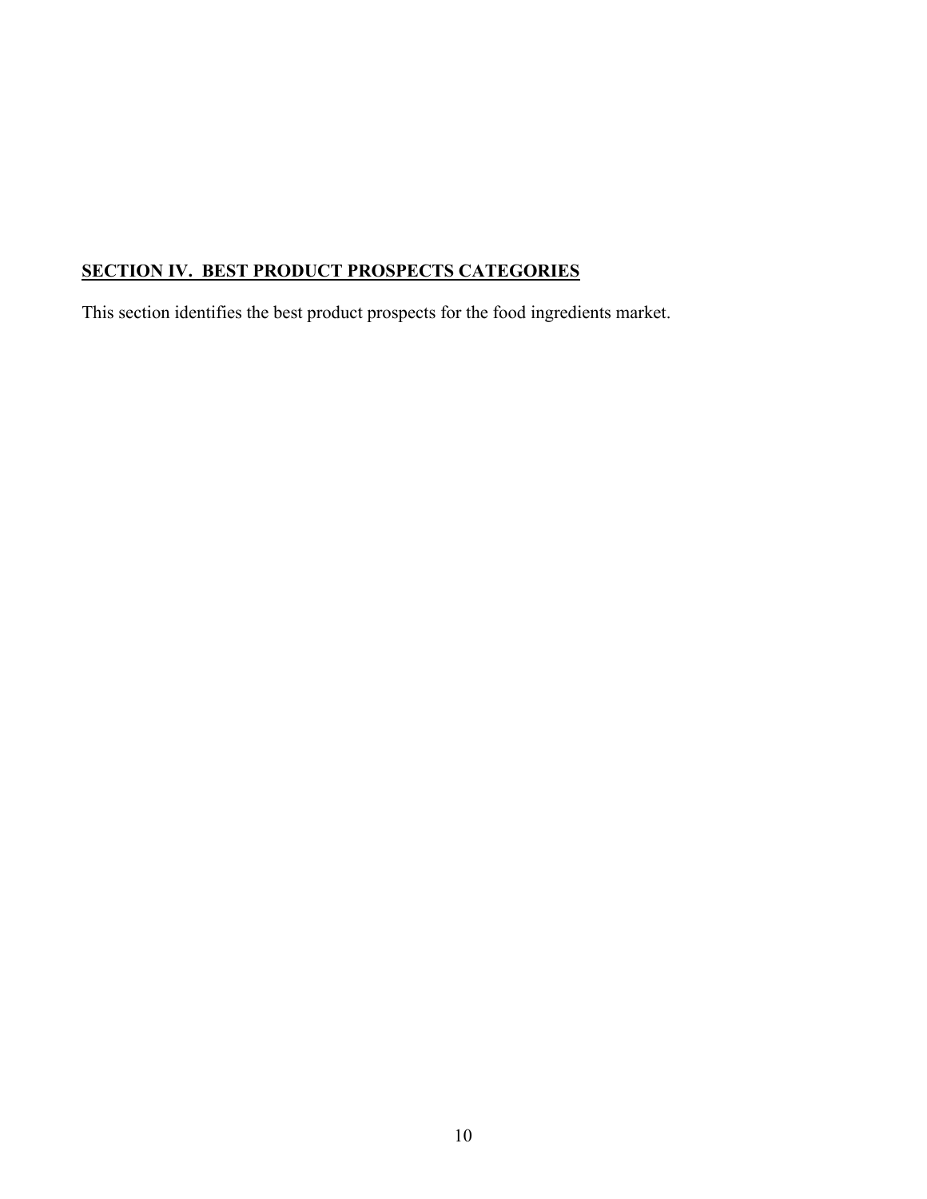## SECTION IV. BEST PRODUCT PROSPECTS CATEGORIES

This section identifies the best product prospects for the food ingredients market.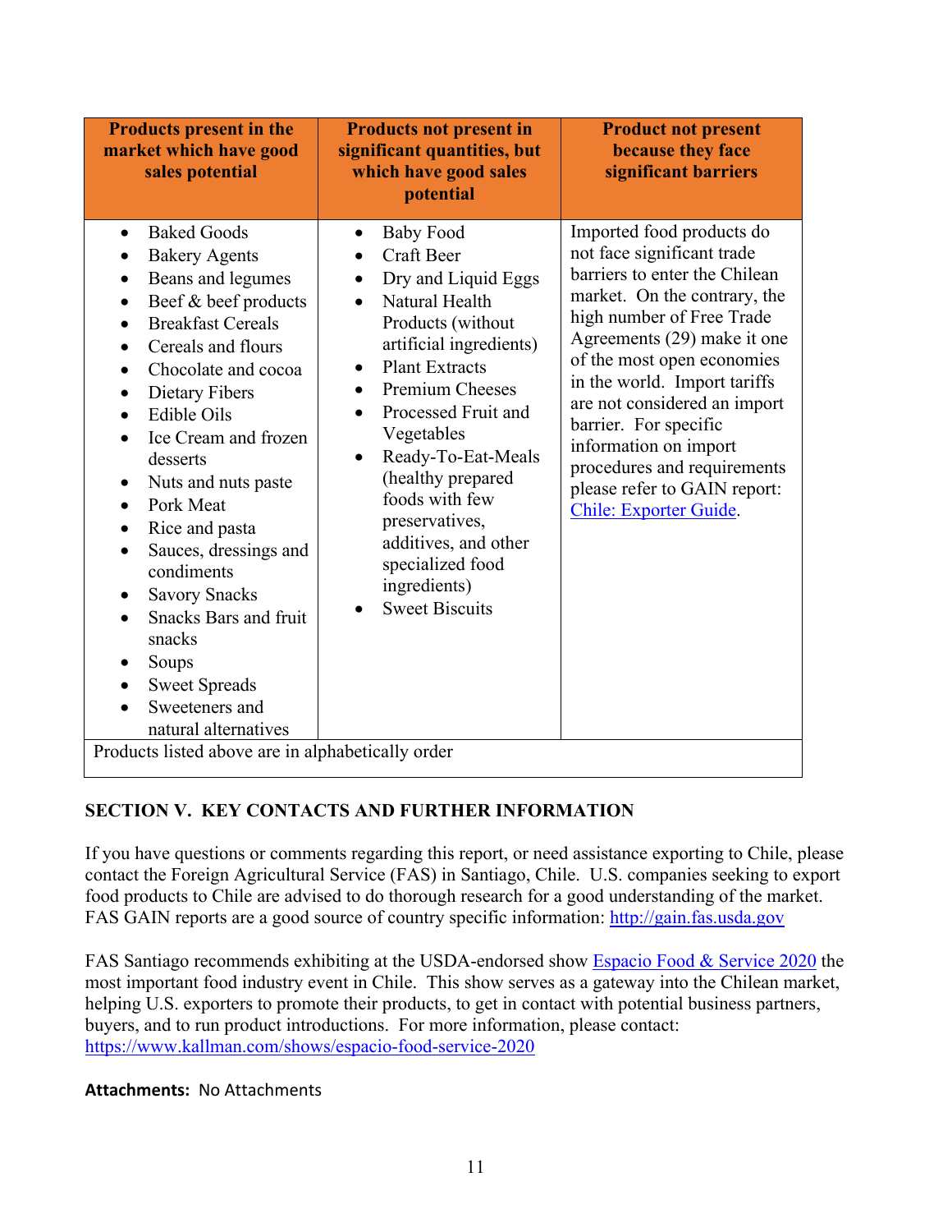| Products present in the market which have good sales potential | Products not present in significant quantities, but which have good sales potential | Product not present because they face significant barriers |
|---|---|---|
| • Baked Goods<br>• Bakery Agents<br>• Beans and legumes<br>• Beef & beef products<br>• Breakfast Cereals<br>• Cereals and flours<br>• Chocolate and cocoa<br>• Dietary Fibers<br>• Edible Oils<br>• Ice Cream and frozen desserts<br>• Nuts and nuts paste<br>• Pork Meat<br>• Rice and pasta<br>• Sauces, dressings and condiments<br>• Savory Snacks<br>• Snacks Bars and fruit snacks<br>• Soups<br>• Sweet Spreads<br>• Sweeteners and natural alternatives | • Baby Food<br>• Craft Beer<br>• Dry and Liquid Eggs<br>• Natural Health Products (without artificial ingredients)<br>• Plant Extracts<br>• Premium Cheeses<br>• Processed Fruit and Vegetables<br>• Ready-To-Eat-Meals (healthy prepared foods with few preservatives, additives, and other specialized food ingredients)<br>• Sweet Biscuits | Imported food products do not face significant trade barriers to enter the Chilean market. On the contrary, the high number of Free Trade Agreements (29) make it one of the most open economies in the world. Import tariffs are not considered an import barrier. For specific information on import procedures and requirements please refer to GAIN report: Chile: Exporter Guide. |
| Products listed above are in alphabetically order | | |

## SECTION V. KEY CONTACTS AND FURTHER INFORMATION

If you have questions or comments regarding this report, or need assistance exporting to Chile, please contact the Foreign Agricultural Service (FAS) in Santiago, Chile. U.S. companies seeking to export food products to Chile are advised to do thorough research for a good understanding of the market. FAS GAIN reports are a good source of country specific information: http://gain.fas.usda.gov

FAS Santiago recommends exhibiting at the USDA-endorsed show Espacio Food & Service 2020 the most important food industry event in Chile. This show serves as a gateway into the Chilean market, helping U.S. exporters to promote their products, to get in contact with potential business partners, buyers, and to run product introductions. For more information, please contact: https://www.kallman.com/shows/espacio-food-service-2020

**Attachments:** No Attachments